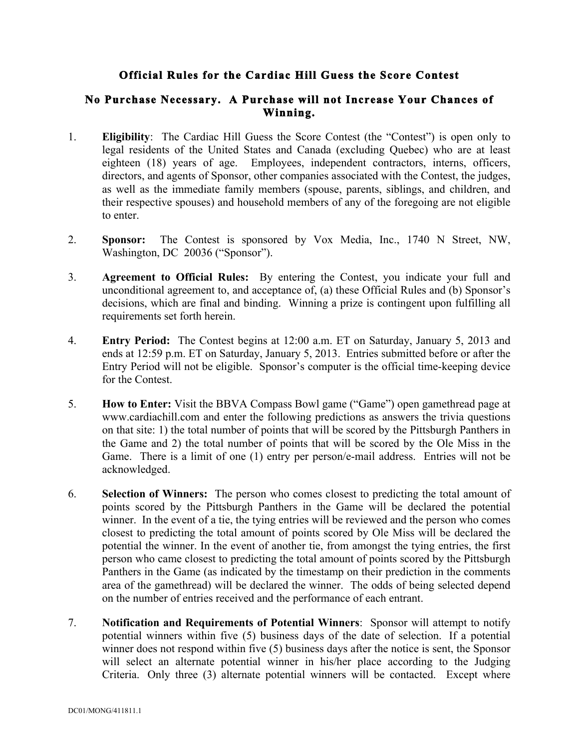# Official Rules for the Cardiac Hill Guess the Score Contest

## No Purchase Necessary. A Purchase will not Increase Your Chances of Winning.

1. **Eligibility**: The Cardiac Hill Guess the Score Contest (the "Contest") is open only to legal residents of the United States and Canada (excluding Quebec) who are at least eighteen (18) years of age. Employees, independent contractors, interns, officers, directors, and agents of Sponsor, other companies associated with the Contest, the judges, as well as the immediate family members (spouse, parents, siblings, and children, and their respective spouses) and household members of any of the foregoing are not eligible to enter.

2. **Sponsor:** The Contest is sponsored by Vox Media, Inc., 1740 N Street, NW, Washington, DC 20036 ("Sponsor").

3. **Agreement to Official Rules:** By entering the Contest, you indicate your full and unconditional agreement to, and acceptance of, (a) these Official Rules and (b) Sponsor's decisions, which are final and binding. Winning a prize is contingent upon fulfilling all requirements set forth herein.

4. **Entry Period:** The Contest begins at 12:00 a.m. ET on Saturday, January 5, 2013 and ends at 12:59 p.m. ET on Saturday, January 5, 2013. Entries submitted before or after the Entry Period will not be eligible. Sponsor's computer is the official time-keeping device for the Contest.

5. **How to Enter:** Visit the BBVA Compass Bowl game ("Game") open gamethread page at www.cardiachill.com and enter the following predictions as answers the trivia questions on that site: 1) the total number of points that will be scored by the Pittsburgh Panthers in the Game and 2) the total number of points that will be scored by the Ole Miss in the Game. There is a limit of one (1) entry per person/e-mail address. Entries will not be acknowledged.

6. **Selection of Winners:** The person who comes closest to predicting the total amount of points scored by the Pittsburgh Panthers in the Game will be declared the potential winner. In the event of a tie, the tying entries will be reviewed and the person who comes closest to predicting the total amount of points scored by Ole Miss will be declared the potential the winner. In the event of another tie, from amongst the tying entries, the first person who came closest to predicting the total amount of points scored by the Pittsburgh Panthers in the Game (as indicated by the timestamp on their prediction in the comments area of the gamethread) will be declared the winner. The odds of being selected depend on the number of entries received and the performance of each entrant.

7. **Notification and Requirements of Potential Winners**: Sponsor will attempt to notify potential winners within five (5) business days of the date of selection. If a potential winner does not respond within five (5) business days after the notice is sent, the Sponsor will select an alternate potential winner in his/her place according to the Judging Criteria. Only three (3) alternate potential winners will be contacted. Except where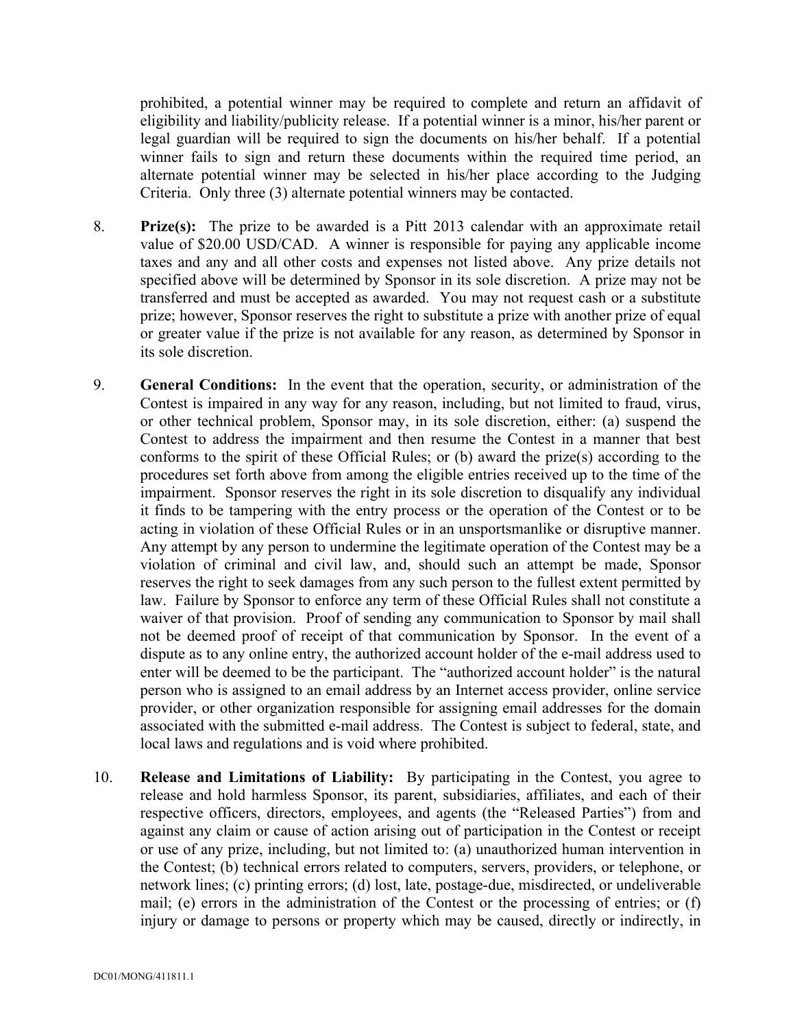prohibited, a potential winner may be required to complete and return an affidavit of eligibility and liability/publicity release. If a potential winner is a minor, his/her parent or legal guardian will be required to sign the documents on his/her behalf. If a potential winner fails to sign and return these documents within the required time period, an alternate potential winner may be selected in his/her place according to the Judging Criteria. Only three (3) alternate potential winners may be contacted.

8. **Prize(s):** The prize to be awarded is a Pitt 2013 calendar with an approximate retail value of $20.00 USD/CAD. A winner is responsible for paying any applicable income taxes and any and all other costs and expenses not listed above. Any prize details not specified above will be determined by Sponsor in its sole discretion. A prize may not be transferred and must be accepted as awarded. You may not request cash or a substitute prize; however, Sponsor reserves the right to substitute a prize with another prize of equal or greater value if the prize is not available for any reason, as determined by Sponsor in its sole discretion.

9. **General Conditions:** In the event that the operation, security, or administration of the Contest is impaired in any way for any reason, including, but not limited to fraud, virus, or other technical problem, Sponsor may, in its sole discretion, either: (a) suspend the Contest to address the impairment and then resume the Contest in a manner that best conforms to the spirit of these Official Rules; or (b) award the prize(s) according to the procedures set forth above from among the eligible entries received up to the time of the impairment. Sponsor reserves the right in its sole discretion to disqualify any individual it finds to be tampering with the entry process or the operation of the Contest or to be acting in violation of these Official Rules or in an unsportsmanlike or disruptive manner. Any attempt by any person to undermine the legitimate operation of the Contest may be a violation of criminal and civil law, and, should such an attempt be made, Sponsor reserves the right to seek damages from any such person to the fullest extent permitted by law. Failure by Sponsor to enforce any term of these Official Rules shall not constitute a waiver of that provision. Proof of sending any communication to Sponsor by mail shall not be deemed proof of receipt of that communication by Sponsor. In the event of a dispute as to any online entry, the authorized account holder of the e-mail address used to enter will be deemed to be the participant. The "authorized account holder" is the natural person who is assigned to an email address by an Internet access provider, online service provider, or other organization responsible for assigning email addresses for the domain associated with the submitted e-mail address. The Contest is subject to federal, state, and local laws and regulations and is void where prohibited.

10. **Release and Limitations of Liability:** By participating in the Contest, you agree to release and hold harmless Sponsor, its parent, subsidiaries, affiliates, and each of their respective officers, directors, employees, and agents (the "Released Parties") from and against any claim or cause of action arising out of participation in the Contest or receipt or use of any prize, including, but not limited to: (a) unauthorized human intervention in the Contest; (b) technical errors related to computers, servers, providers, or telephone, or network lines; (c) printing errors; (d) lost, late, postage-due, misdirected, or undeliverable mail; (e) errors in the administration of the Contest or the processing of entries; or (f) injury or damage to persons or property which may be caused, directly or indirectly, in

DC01/MONG/411811.1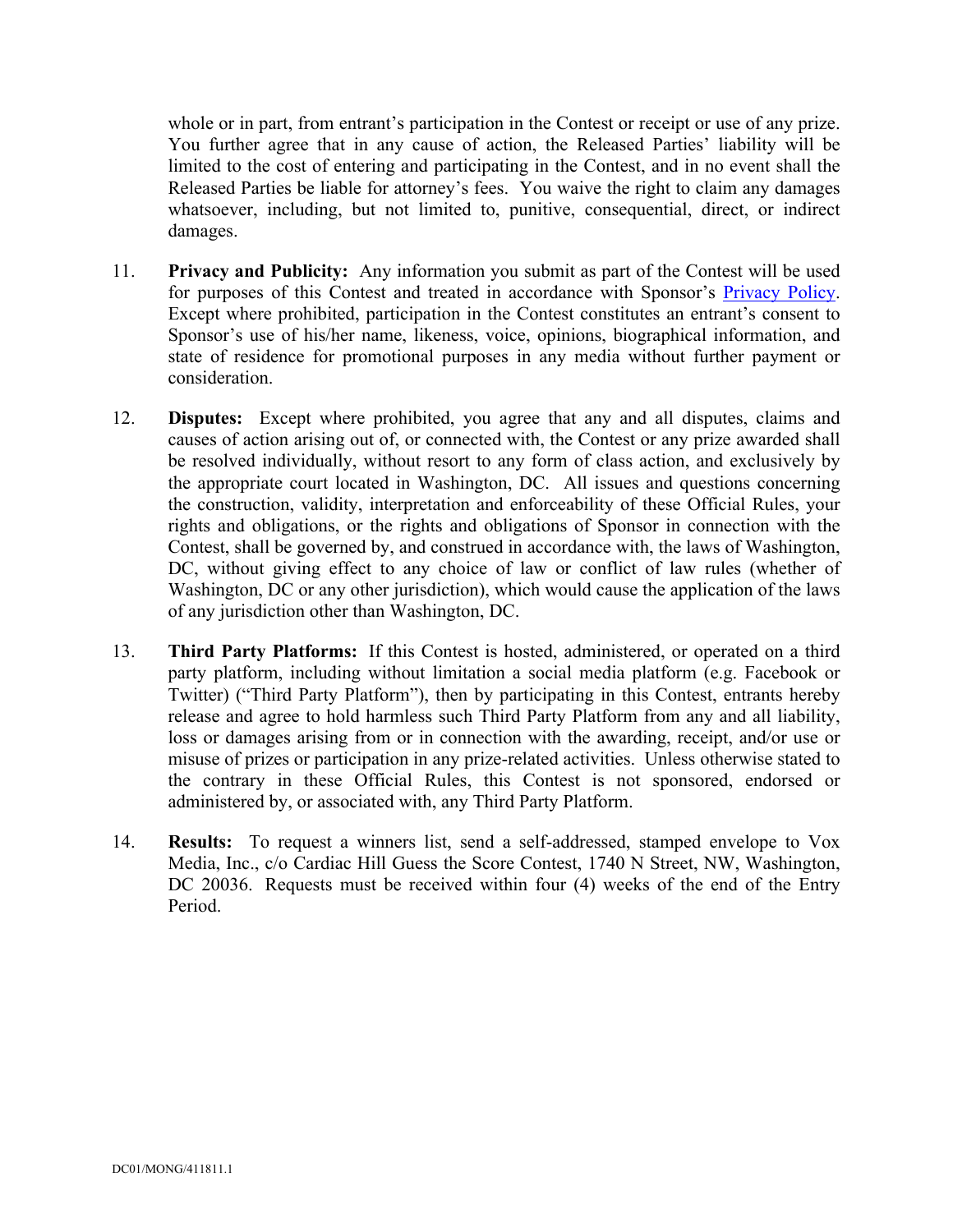whole or in part, from entrant's participation in the Contest or receipt or use of any prize. You further agree that in any cause of action, the Released Parties' liability will be limited to the cost of entering and participating in the Contest, and in no event shall the Released Parties be liable for attorney's fees. You waive the right to claim any damages whatsoever, including, but not limited to, punitive, consequential, direct, or indirect damages.

11. **Privacy and Publicity:** Any information you submit as part of the Contest will be used for purposes of this Contest and treated in accordance with Sponsor's Privacy Policy. Except where prohibited, participation in the Contest constitutes an entrant's consent to Sponsor's use of his/her name, likeness, voice, opinions, biographical information, and state of residence for promotional purposes in any media without further payment or consideration.

12. **Disputes:** Except where prohibited, you agree that any and all disputes, claims and causes of action arising out of, or connected with, the Contest or any prize awarded shall be resolved individually, without resort to any form of class action, and exclusively by the appropriate court located in Washington, DC. All issues and questions concerning the construction, validity, interpretation and enforceability of these Official Rules, your rights and obligations, or the rights and obligations of Sponsor in connection with the Contest, shall be governed by, and construed in accordance with, the laws of Washington, DC, without giving effect to any choice of law or conflict of law rules (whether of Washington, DC or any other jurisdiction), which would cause the application of the laws of any jurisdiction other than Washington, DC.

13. **Third Party Platforms:** If this Contest is hosted, administered, or operated on a third party platform, including without limitation a social media platform (e.g. Facebook or Twitter) ("Third Party Platform"), then by participating in this Contest, entrants hereby release and agree to hold harmless such Third Party Platform from any and all liability, loss or damages arising from or in connection with the awarding, receipt, and/or use or misuse of prizes or participation in any prize-related activities. Unless otherwise stated to the contrary in these Official Rules, this Contest is not sponsored, endorsed or administered by, or associated with, any Third Party Platform.

14. **Results:** To request a winners list, send a self-addressed, stamped envelope to Vox Media, Inc., c/o Cardiac Hill Guess the Score Contest, 1740 N Street, NW, Washington, DC 20036. Requests must be received within four (4) weeks of the end of the Entry Period.

DC01/MONG/411811.1